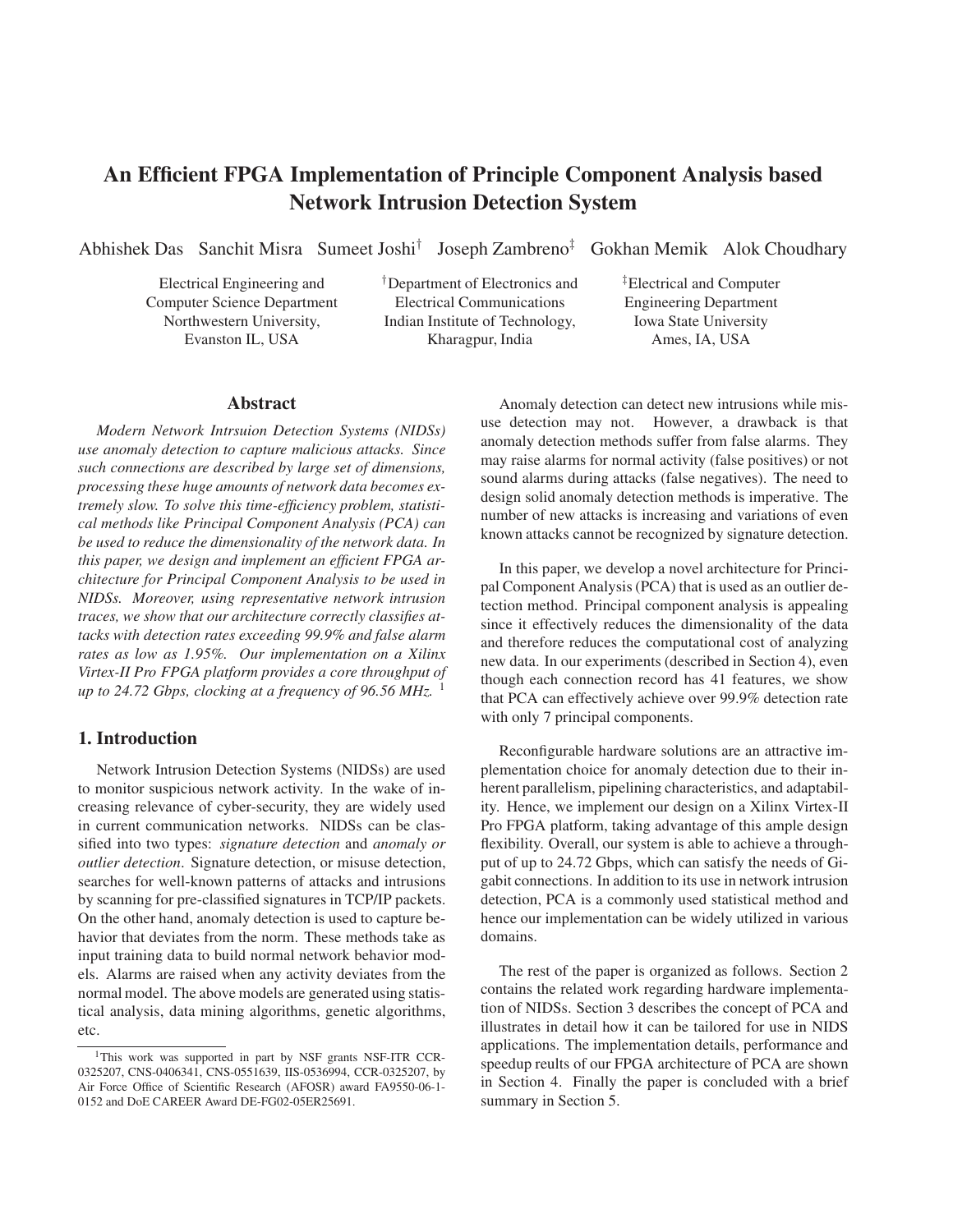# An Efficient FPGA Implementation of Principle Component Analysis based Network Intrusion Detection System

Abhishek Das  Sanchit Misra  Sumeet Joshi[†]  Joseph Zambreno[‡]  Gokhan Memik  Alok Choudhary

Electrical Engineering and Computer Science Department
Northwestern University,
Evanston IL, USA

[†]Department of Electronics and Electrical Communications
Indian Institute of Technology,
Kharagpur, India

[‡]Electrical and Computer Engineering Department
Iowa State University
Ames, IA, USA

## Abstract

*Modern Network Intrsuion Detection Systems (NIDSs) use anomaly detection to capture malicious attacks. Since such connections are described by large set of dimensions, processing these huge amounts of network data becomes extremely slow. To solve this time-efficiency problem, statistical methods like Principal Component Analysis (PCA) can be used to reduce the dimensionality of the network data. In this paper, we design and implement an efficient FPGA architecture for Principal Component Analysis to be used in NIDSs. Moreover, using representative network intrusion traces, we show that our architecture correctly classifies attacks with detection rates exceeding 99.9% and false alarm rates as low as 1.95%. Our implementation on a Xilinx Virtex-II Pro FPGA platform provides a core throughput of up to 24.72 Gbps, clocking at a frequency of 96.56 MHz.* [1]

## 1. Introduction

Network Intrusion Detection Systems (NIDSs) are used to monitor suspicious network activity. In the wake of increasing relevance of cyber-security, they are widely used in current communication networks. NIDSs can be classified into two types: *signature detection* and *anomaly or outlier detection*. Signature detection, or misuse detection, searches for well-known patterns of attacks and intrusions by scanning for pre-classified signatures in TCP/IP packets. On the other hand, anomaly detection is used to capture behavior that deviates from the norm. These methods take as input training data to build normal network behavior models. Alarms are raised when any activity deviates from the normal model. The above models are generated using statistical analysis, data mining algorithms, genetic algorithms, etc.

Anomaly detection can detect new intrusions while misuse detection may not. However, a drawback is that anomaly detection methods suffer from false alarms. They may raise alarms for normal activity (false positives) or not sound alarms during attacks (false negatives). The need to design solid anomaly detection methods is imperative. The number of new attacks is increasing and variations of even known attacks cannot be recognized by signature detection.

In this paper, we develop a novel architecture for Principal Component Analysis (PCA) that is used as an outlier detection method. Principal component analysis is appealing since it effectively reduces the dimensionality of the data and therefore reduces the computational cost of analyzing new data. In our experiments (described in Section 4), even though each connection record has 41 features, we show that PCA can effectively achieve over 99.9% detection rate with only 7 principal components.

Reconfigurable hardware solutions are an attractive implementation choice for anomaly detection due to their inherent parallelism, pipelining characteristics, and adaptability. Hence, we implement our design on a Xilinx Virtex-II Pro FPGA platform, taking advantage of this ample design flexibility. Overall, our system is able to achieve a throughput of up to 24.72 Gbps, which can satisfy the needs of Gigabit connections. In addition to its use in network intrusion detection, PCA is a commonly used statistical method and hence our implementation can be widely utilized in various domains.

The rest of the paper is organized as follows. Section 2 contains the related work regarding hardware implementation of NIDSs. Section 3 describes the concept of PCA and illustrates in detail how it can be tailored for use in NIDS applications. The implementation details, performance and speedup reults of our FPGA architecture of PCA are shown in Section 4. Finally the paper is concluded with a brief summary in Section 5.

[1]This work was supported in part by NSF grants NSF-ITR CCR-0325207, CNS-0406341, CNS-0551639, IIS-0536994, CCR-0325207, by Air Force Office of Scientific Research (AFOSR) award FA9550-06-1-0152 and DoE CAREER Award DE-FG02-05ER25691.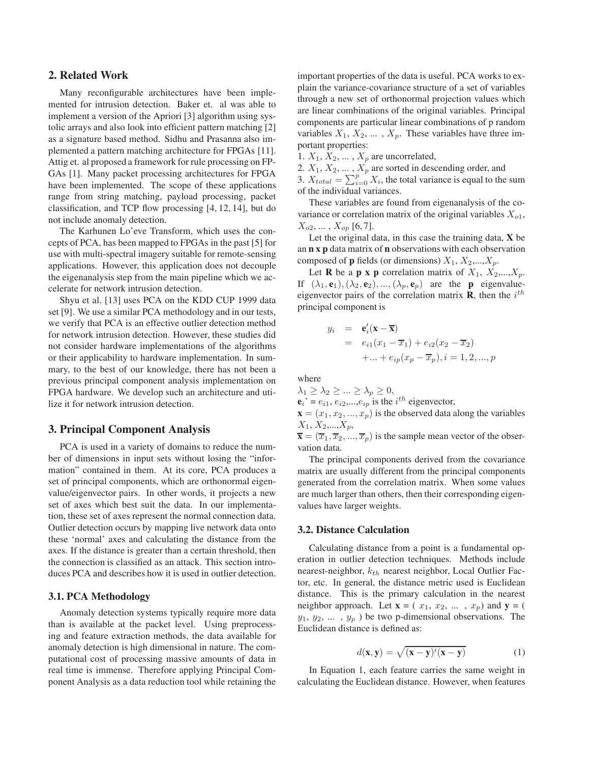## 2. Related Work

Many reconfigurable architectures have been implemented for intrusion detection. Baker et. al was able to implement a version of the Apriori [3] algorithm using systolic arrays and also look into efficient pattern matching [2] as a signature based method. Sidhu and Prasanna also implemented a pattern matching architecture for FPGAs [11]. Attig et. al proposed a framework for rule processing on FPGAs [1]. Many packet processing architectures for FPGA have been implemented. The scope of these applications range from string matching, payload processing, packet classification, and TCP flow processing [4, 12, 14], but do not include anomaly detection.

The Karhunen Lo'eve Transform, which uses the concepts of PCA, has been mapped to FPGAs in the past [5] for use with multi-spectral imagery suitable for remote-sensing applications. However, this application does not decouple the eigenanalysis step from the main pipeline which we accelerate for network intrusion detection.

Shyu et al. [13] uses PCA on the KDD CUP 1999 data set [9]. We use a similar PCA methodology and in our tests, we verify that PCA is an effective outlier detection method for network intrusion detection. However, these studies did not consider hardware implementations of the algorithms or their applicability to hardware implementation. In summary, to the best of our knowledge, there has not been a previous principal component analysis implementation on FPGA hardware. We develop such an architecture and utilize it for network intrusion detection.

## 3. Principal Component Analysis

PCA is used in a variety of domains to reduce the number of dimensions in input sets without losing the "information" contained in them. At its core, PCA produces a set of principal components, which are orthonormal eigenvalue/eigenvector pairs. In other words, it projects a new set of axes which best suit the data. In our implementation, these set of axes represent the normal connection data. Outlier detection occurs by mapping live network data onto these 'normal' axes and calculating the distance from the axes. If the distance is greater than a certain threshold, then the connection is classified as an attack. This section introduces PCA and describes how it is used in outlier detection.

### 3.1. PCA Methodology

Anomaly detection systems typically require more data than is available at the packet level. Using preprocessing and feature extraction methods, the data available for anomaly detection is high dimensional in nature. The computational cost of processing massive amounts of data in real time is immense. Therefore applying Principal Component Analysis as a data reduction tool while retaining the important properties of the data is useful. PCA works to explain the variance-covariance structure of a set of variables through a new set of orthonormal projection values which are linear combinations of the original variables. Principal components are particular linear combinations of p random variables $X_1$, $X_2$, ... , $X_p$. These variables have three important properties:

1. $X_1$, $X_2$, ... , $X_p$ are uncorrelated,
2. $X_1$, $X_2$, ... , $X_p$ are sorted in descending order, and
3. $X_{total} = \sum_{i=0}^{p} X_i$, the total variance is equal to the sum of the individual variances.

These variables are found from eigenanalysis of the covariance or correlation matrix of the original variables $X_{o1}$, $X_{o2}$, ... , $X_{op}$ [6, 7].

Let the original data, in this case the training data, **X** be an **n x p** data matrix of **n** observations with each observation composed of **p** fields (or dimensions) $X_1$, $X_2$,...,$X_p$.

Let **R** be a **p x p** correlation matrix of $X_1$, $X_2$,...,$X_p$. If $(\lambda_1, \mathbf{e}_1), (\lambda_2, \mathbf{e}_2), ..., (\lambda_p, \mathbf{e}_p)$ are the **p** eigenvalue-eigenvector pairs of the correlation matrix **R**, then the $i^{th}$ principal component is

$$
\begin{aligned}
y_i &= \mathbf{e}_i'(\mathbf{x} - \overline{\mathbf{x}}) \\
&= e_{i1}(x_1 - \overline{x}_1) + e_{i2}(x_2 - \overline{x}_2) \\
&\quad + ... + e_{ip}(x_p - \overline{x}_p), i = 1, 2, ..., p
\end{aligned}
$$

where

$\lambda_1 \geq \lambda_2 \geq ... \geq \lambda_p \geq 0$,

$\mathbf{e}_i$' = $e_{i1}$, $e_{i2}$,...,$e_{ip}$ is the $i^{th}$ eigenvector,

$\mathbf{x} = (x_1, x_2, ..., x_p)$ is the observed data along the variables $X_1$, $X_2$,...,$X_p$,

$\overline{\mathbf{x}} = (\overline{x}_1, \overline{x}_2, ..., \overline{x}_p)$ is the sample mean vector of the observation data.

The principal components derived from the covariance matrix are usually different from the principal components generated from the correlation matrix. When some values are much larger than others, then their corresponding eigenvalues have larger weights.

### 3.2. Distance Calculation

Calculating distance from a point is a fundamental operation in outlier detection techniques. Methods include nearest-neighbor, $k_{th}$ nearest neighbor, Local Outlier Factor, etc. In general, the distance metric used is Euclidean distance. This is the primary calculation in the nearest neighbor approach. Let **x** = ( $x_1$, $x_2$, ... , $x_p$) and **y** = ( $y_1$, $y_2$, ... , $y_p$ ) be two p-dimensional observations. The Euclidean distance is defined as:

$$
d(\mathbf{x}, \mathbf{y}) = \sqrt{(\mathbf{x} - \mathbf{y})'(\mathbf{x} - \mathbf{y})} \tag{1}
$$

In Equation 1, each feature carries the same weight in calculating the Euclidean distance. However, when features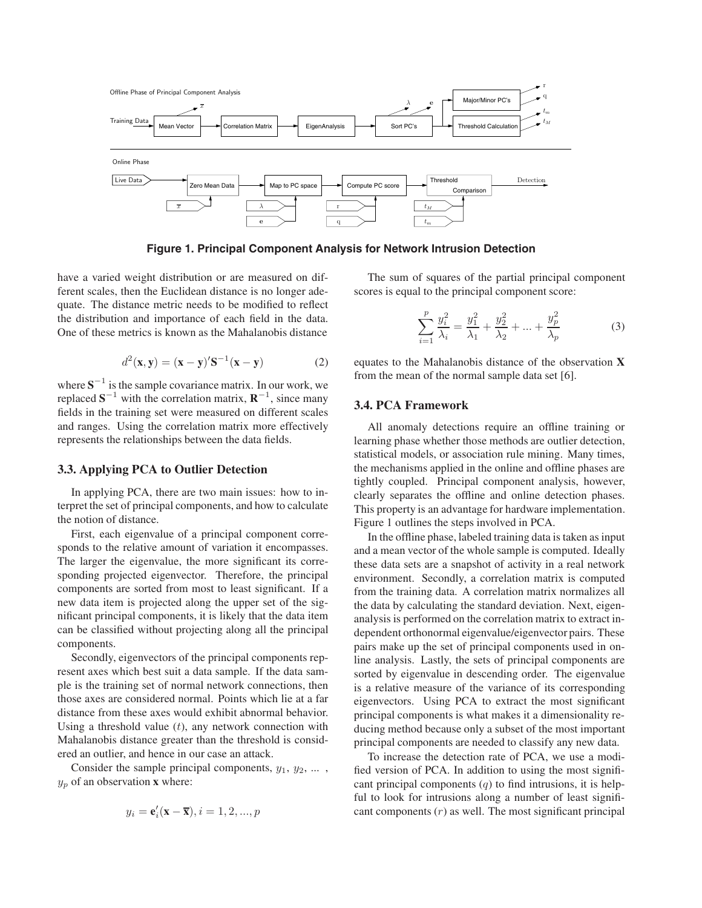Figure 1. Principal Component Analysis for Network Intrusion Detection

have a varied weight distribution or are measured on different scales, then the Euclidean distance is no longer adequate. The distance metric needs to be modified to reflect the distribution and importance of each field in the data. One of these metrics is known as the Mahalanobis distance

$$d^2(\mathbf{x}, \mathbf{y}) = (\mathbf{x} - \mathbf{y})'\mathbf{S}^{-1}(\mathbf{x} - \mathbf{y}) \tag{2}$$

where $\mathbf{S}^{-1}$ is the sample covariance matrix. In our work, we replaced $\mathbf{S}^{-1}$ with the correlation matrix, $\mathbf{R}^{-1}$, since many fields in the training set were measured on different scales and ranges. Using the correlation matrix more effectively represents the relationships between the data fields.

### 3.3. Applying PCA to Outlier Detection

In applying PCA, there are two main issues: how to interpret the set of principal components, and how to calculate the notion of distance.

First, each eigenvalue of a principal component corresponds to the relative amount of variation it encompasses. The larger the eigenvalue, the more significant its corresponding projected eigenvector. Therefore, the principal components are sorted from most to least significant. If a new data item is projected along the upper set of the significant principal components, it is likely that the data item can be classified without projecting along all the principal components.

Secondly, eigenvectors of the principal components represent axes which best suit a data sample. If the data sample is the training set of normal network connections, then those axes are considered normal. Points which lie at a far distance from these axes would exhibit abnormal behavior. Using a threshold value ($t$), any network connection with Mahalanobis distance greater than the threshold is considered an outlier, and hence in our case an attack.

Consider the sample principal components, $y_1$, $y_2$, ... , $y_p$ of an observation **x** where:

$$y_i = \mathbf{e}_i'(\mathbf{x} - \overline{\mathbf{x}}), i = 1, 2, ..., p$$

The sum of squares of the partial principal component scores is equal to the principal component score:

$$\sum_{i=1}^{p} \frac{y_i^2}{\lambda_i} = \frac{y_1^2}{\lambda_1} + \frac{y_2^2}{\lambda_2} + ... + \frac{y_p^2}{\lambda_p} \tag{3}$$

equates to the Mahalanobis distance of the observation **X** from the mean of the normal sample data set [6].

### 3.4. PCA Framework

All anomaly detections require an offline training or learning phase whether those methods are outlier detection, statistical models, or association rule mining. Many times, the mechanisms applied in the online and offline phases are tightly coupled. Principal component analysis, however, clearly separates the offline and online detection phases. This property is an advantage for hardware implementation. Figure 1 outlines the steps involved in PCA.

In the offline phase, labeled training data is taken as input and a mean vector of the whole sample is computed. Ideally these data sets are a snapshot of activity in a real network environment. Secondly, a correlation matrix is computed from the training data. A correlation matrix normalizes all the data by calculating the standard deviation. Next, eigenanalysis is performed on the correlation matrix to extract independent orthonormal eigenvalue/eigenvector pairs. These pairs make up the set of principal components used in online analysis. Lastly, the sets of principal components are sorted by eigenvalue in descending order. The eigenvalue is a relative measure of the variance of its corresponding eigenvectors. Using PCA to extract the most significant principal components is what makes it a dimensionality reducing method because only a subset of the most important principal components are needed to classify any new data.

To increase the detection rate of PCA, we use a modified version of PCA. In addition to using the most significant principal components ($q$) to find intrusions, it is helpful to look for intrusions along a number of least significant components ($r$) as well. The most significant principal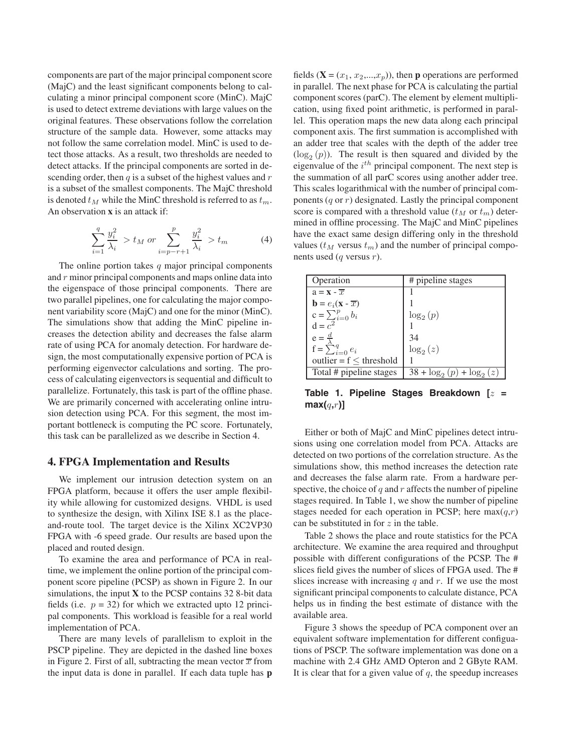components are part of the major principal component score (MajC) and the least significant components belong to calculating a minor principal component score (MinC). MajC is used to detect extreme deviations with large values on the original features. These observations follow the correlation structure of the sample data. However, some attacks may not follow the same correlation model. MinC is used to detect those attacks. As a result, two thresholds are needed to detect attacks. If the principal components are sorted in descending order, then $q$ is a subset of the highest values and $r$ is a subset of the smallest components. The MajC threshold is denoted $t_M$ while the MinC threshold is referred to as $t_m$. An observation **x** is an attack if:

$$\sum_{i=1}^{q} \frac{y_i^2}{\lambda_i} > t_M \; or \; \sum_{i=p-r+1}^{p} \frac{y_i^2}{\lambda_i} > t_m \tag{4}$$

The online portion takes $q$ major principal components and $r$ minor principal components and maps online data into the eigenspace of those principal components. There are two parallel pipelines, one for calculating the major component variability score (MajC) and one for the minor (MinC). The simulations show that adding the MinC pipeline increases the detection ability and decreases the false alarm rate of using PCA for anomaly detection. For hardware design, the most computationally expensive portion of PCA is performing eigenvector calculations and sorting. The process of calculating eigenvectors is sequential and difficult to parallelize. Fortunately, this task is part of the offline phase. We are primarily concerned with accelerating online intrusion detection using PCA. For this segment, the most important bottleneck is computing the PC score. Fortunately, this task can be parallelized as we describe in Section 4.

## 4. FPGA Implementation and Results

We implement our intrusion detection system on an FPGA platform, because it offers the user ample flexibility while allowing for customized designs. VHDL is used to synthesize the design, with Xilinx ISE 8.1 as the place-and-route tool. The target device is the Xilinx XC2VP30 FPGA with -6 speed grade. Our results are based upon the placed and routed design.

To examine the area and performance of PCA in real-time, we implement the online portion of the principal component score pipeline (PCSP) as shown in Figure 2. In our simulations, the input **X** to the PCSP contains 32 8-bit data fields (i.e. $p$ = 32) for which we extracted upto 12 principal components. This workload is feasible for a real world implementation of PCA.

There are many levels of parallelism to exploit in the PSCP pipeline. They are depicted in the dashed line boxes in Figure 2. First of all, subtracting the mean vector $\overline{x}$ from the input data is done in parallel. If each data tuple has **p** fields (**X** = $(x_1, x_2, ..., x_p)$), then **p** operations are performed in parallel. The next phase for PCA is calculating the partial component scores (parC). The element by element multiplication, using fixed point arithmetic, is performed in parallel. This operation maps the new data along each principal component axis. The first summation is accomplished with an adder tree that scales with the depth of the adder tree ($\log_2(p)$). The result is then squared and divided by the eigenvalue of the $i^{th}$ principal component. The next step is the summation of all parC scores using another adder tree. This scales logarithmical with the number of principal components ($q$ or $r$) designated. Lastly the principal component score is compared with a threshold value ($t_M$ or $t_m$) determined in offline processing. The MajC and MinC pipelines have the exact same design differing only in the threshold values ($t_M$ versus $t_m$) and the number of principal components used ($q$ versus $r$).

| Operation | # pipeline stages |
|---|---|
| a = **x** - $\overline{x}$ | 1 |
| **b** = $e_i$(**x** - $\overline{x}$) | 1 |
| c = $\sum_{i=0}^{p} b_i$ | $\log_2(p)$ |
| d = $c^2$ | 1 |
| e = $\frac{d}{\lambda}$ | 34 |
| f = $\sum_{i=0}^{q} e_i$ | $\log_2(z)$ |
| outlier = f ≤ threshold | 1 |
| Total # pipeline stages | 38 + $\log_2(p)$ + $\log_2(z)$ |

**Table 1. Pipeline Stages Breakdown [$z$ = max($q$,$r$)]**

Either or both of MajC and MinC pipelines detect intrusions using one correlation model from PCA. Attacks are detected on two portions of the correlation structure. As the simulations show, this method increases the detection rate and decreases the false alarm rate. From a hardware perspective, the choice of $q$ and $r$ affects the number of pipeline stages required. In Table 1, we show the number of pipeline stages needed for each operation in PCSP; here max($q$,$r$) can be substituted in for $z$ in the table.

Table 2 shows the place and route statistics for the PCA architecture. We examine the area required and throughput possible with different configurations of the PCSP. The # slices field gives the number of slices of FPGA used. The # slices increase with increasing $q$ and $r$. If we use the most significant principal components to calculate distance, PCA helps us in finding the best estimate of distance with the available area.

Figure 3 shows the speedup of PCA component over an equivalent software implementation for different configuations of PSCP. The software implementation was done on a machine with 2.4 GHz AMD Opteron and 2 GByte RAM. It is clear that for a given value of $q$, the speedup increases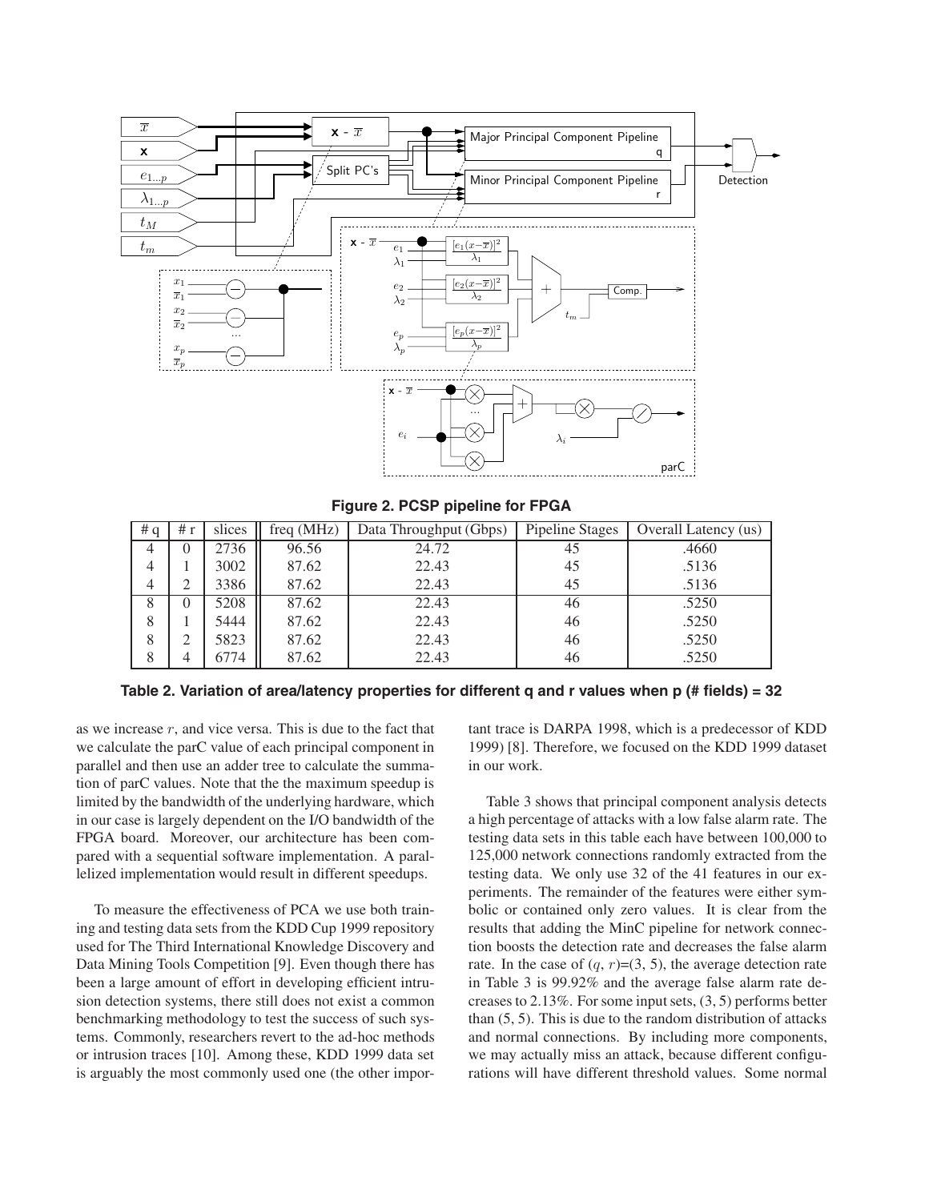**Figure 2. PCSP pipeline for FPGA**

| # q | # r | slices | freq (MHz) | Data Throughput (Gbps) | Pipeline Stages | Overall Latency (us) |
|---|---|---|---|---|---|---|
| 4 | 0 | 2736 | 96.56 | 24.72 | 45 | .4660 |
| 4 | 1 | 3002 | 87.62 | 22.43 | 45 | .5136 |
| 4 | 2 | 3386 | 87.62 | 22.43 | 45 | .5136 |
| 8 | 0 | 5208 | 87.62 | 22.43 | 46 | .5250 |
| 8 | 1 | 5444 | 87.62 | 22.43 | 46 | .5250 |
| 8 | 2 | 5823 | 87.62 | 22.43 | 46 | .5250 |
| 8 | 4 | 6774 | 87.62 | 22.43 | 46 | .5250 |

**Table 2. Variation of area/latency properties for different q and r values when p (# fields) = 32**

as we increase $r$, and vice versa. This is due to the fact that we calculate the parC value of each principal component in parallel and then use an adder tree to calculate the summation of parC values. Note that the the maximum speedup is limited by the bandwidth of the underlying hardware, which in our case is largely dependent on the I/O bandwidth of the FPGA board. Moreover, our architecture has been compared with a sequential software implementation. A parallelized implementation would result in different speedups.

To measure the effectiveness of PCA we use both training and testing data sets from the KDD Cup 1999 repository used for The Third International Knowledge Discovery and Data Mining Tools Competition [9]. Even though there has been a large amount of effort in developing efficient intrusion detection systems, there still does not exist a common benchmarking methodology to test the success of such systems. Commonly, researchers revert to the ad-hoc methods or intrusion traces [10]. Among these, KDD 1999 data set is arguably the most commonly used one (the other important trace is DARPA 1998, which is a predecessor of KDD 1999) [8]. Therefore, we focused on the KDD 1999 dataset in our work.

Table 3 shows that principal component analysis detects a high percentage of attacks with a low false alarm rate. The testing data sets in this table each have between 100,000 to 125,000 network connections randomly extracted from the testing data. We only use 32 of the 41 features in our experiments. The remainder of the features were either symbolic or contained only zero values. It is clear from the results that adding the MinC pipeline for network connection boosts the detection rate and decreases the false alarm rate. In the case of $(q, r)$=(3, 5), the average detection rate in Table 3 is 99.92% and the average false alarm rate decreases to 2.13%. For some input sets, (3, 5) performs better than (5, 5). This is due to the random distribution of attacks and normal connections. By including more components, we may actually miss an attack, because different configurations will have different threshold values. Some normal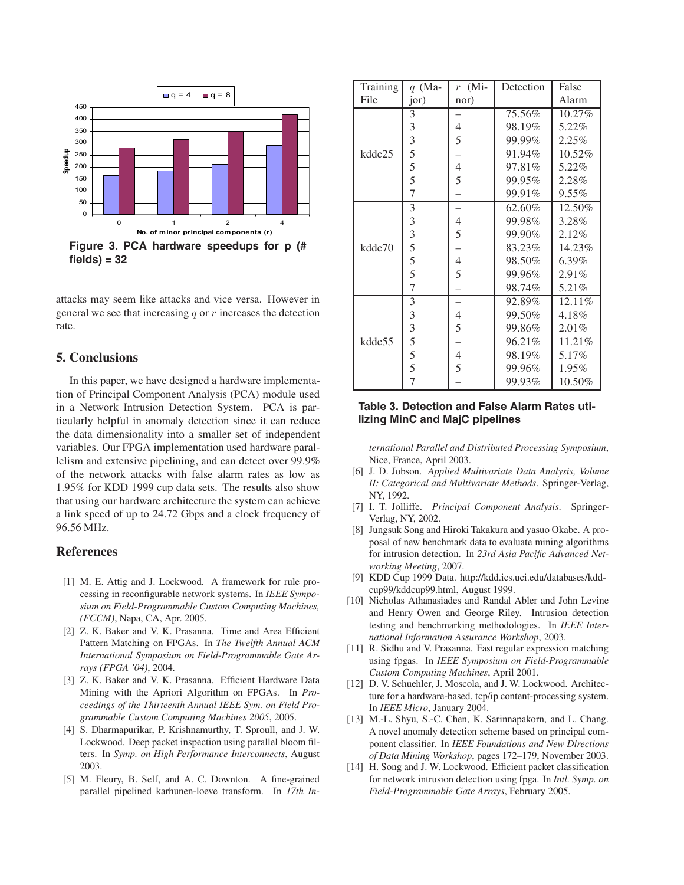q = 4   q = 8

Speedup

450
400
350
300
250
200
150
100
50
0

0   1   2   4

No. of minor principal components (r)

**Figure 3. PCA hardware speedups for p (# fields) = 32**

attacks may seem like attacks and vice versa. However in general we see that increasing $q$ or $r$ increases the detection rate.

## 5. Conclusions

In this paper, we have designed a hardware implementation of Principal Component Analysis (PCA) module used in a Network Intrusion Detection System. PCA is particularly helpful in anomaly detection since it can reduce the data dimensionality into a smaller set of independent variables. Our FPGA implementation used hardware parallelism and extensive pipelining, and can detect over 99.9% of the network attacks with false alarm rates as low as 1.95% for KDD 1999 cup data sets. The results also show that using our hardware architecture the system can achieve a link speed of up to 24.72 Gbps and a clock frequency of 96.56 MHz.

| Training File | $q$ (Major) | $r$ (Minor) | Detection | False Alarm |
|---|---|---|---|---|
| kddc25 | 3 | – | 75.56% | 10.27% |
| | 3 | 4 | 98.19% | 5.22% |
| | 3 | 5 | 99.99% | 2.25% |
| | 5 | – | 91.94% | 10.52% |
| | 5 | 4 | 97.81% | 5.22% |
| | 5 | 5 | 99.95% | 2.28% |
| | 7 | – | 99.91% | 9.55% |
| kddc70 | 3 | – | 62.60% | 12.50% |
| | 3 | 4 | 99.98% | 3.28% |
| | 3 | 5 | 99.90% | 2.12% |
| | 5 | – | 83.23% | 14.23% |
| | 5 | 4 | 98.50% | 6.39% |
| | 5 | 5 | 99.96% | 2.91% |
| | 7 | – | 98.74% | 5.21% |
| kddc55 | 3 | – | 92.89% | 12.11% |
| | 3 | 4 | 99.50% | 4.18% |
| | 3 | 5 | 99.86% | 2.01% |
| | 5 | – | 96.21% | 11.21% |
| | 5 | 4 | 98.19% | 5.17% |
| | 5 | 5 | 99.96% | 1.95% |
| | 7 | – | 99.93% | 10.50% |

**Table 3. Detection and False Alarm Rates utilizing MinC and MajC pipelines**

## References

[1] M. E. Attig and J. Lockwood. A framework for rule processing in reconfigurable network systems. In *IEEE Symposium on Field-Programmable Custom Computing Machines, (FCCM)*, Napa, CA, Apr. 2005.

[2] Z. K. Baker and V. K. Prasanna. Time and Area Efficient Pattern Matching on FPGAs. In *The Twelfth Annual ACM International Symposium on Field-Programmable Gate Arrays (FPGA '04)*, 2004.

[3] Z. K. Baker and V. K. Prasanna. Efficient Hardware Data Mining with the Apriori Algorithm on FPGAs. In *Proceedings of the Thirteenth Annual IEEE Sym. on Field Programmable Custom Computing Machines 2005*, 2005.

[4] S. Dharmapurikar, P. Krishnamurthy, T. Sproull, and J. W. Lockwood. Deep packet inspection using parallel bloom filters. In *Symp. on High Performance Interconnects*, August 2003.

[5] M. Fleury, B. Self, and A. C. Downton. A fine-grained parallel pipelined karhunen-loeve transform. In *17th International Parallel and Distributed Processing Symposium*, Nice, France, April 2003.

[6] J. D. Jobson. *Applied Multivariate Data Analysis, Volume II: Categorical and Multivariate Methods*. Springer-Verlag, NY, 1992.

[7] I. T. Jolliffe. *Principal Component Analysis*. Springer-Verlag, NY, 2002.

[8] Jungsuk Song and Hiroki Takakura and yasuo Okabe. A proposal of new benchmark data to evaluate mining algorithms for intrusion detection. In *23rd Asia Pacific Advanced Networking Meeting*, 2007.

[9] KDD Cup 1999 Data. http://kdd.ics.uci.edu/databases/kddcup99/kddcup99.html, August 1999.

[10] Nicholas Athanasiades and Randal Abler and John Levine and Henry Owen and George Riley. Intrusion detection testing and benchmarking methodologies. In *IEEE International Information Assurance Workshop*, 2003.

[11] R. Sidhu and V. Prasanna. Fast regular expression matching using fpgas. In *IEEE Symposium on Field-Programmable Custom Computing Machines*, April 2001.

[12] D. V. Schuehler, J. Moscola, and J. W. Lockwood. Architecture for a hardware-based, tcp/ip content-processing system. In *IEEE Micro*, January 2004.

[13] M.-L. Shyu, S.-C. Chen, K. Sarinnapakorn, and L. Chang. A novel anomaly detection scheme based on principal component classifier. In *IEEE Foundations and New Directions of Data Mining Workshop*, pages 172–179, November 2003.

[14] H. Song and J. W. Lockwood. Efficient packet classification for network intrusion detection using fpga. In *Intl. Symp. on Field-Programmable Gate Arrays*, February 2005.